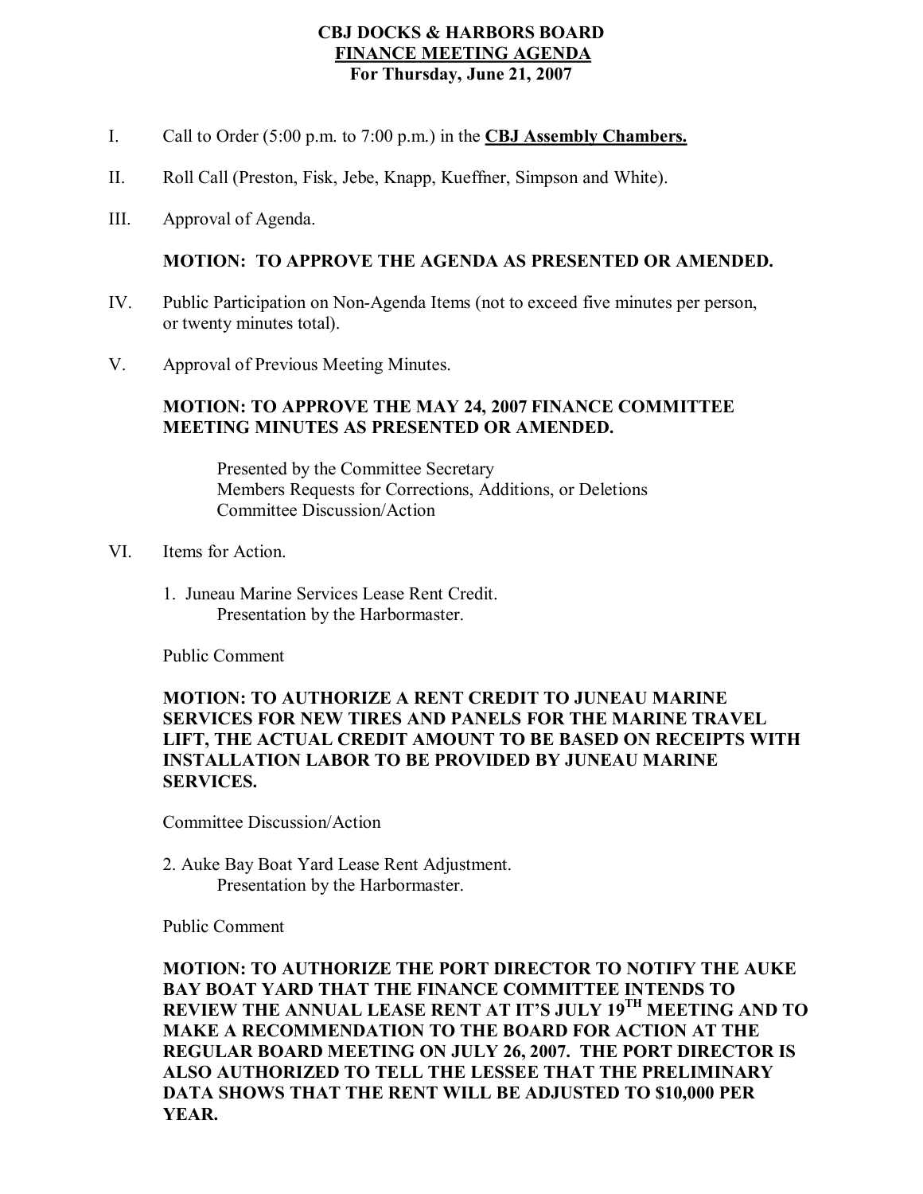# CBJ DOCKS & HARBORS BOARD
## FINANCE MEETING AGENDA
### For Thursday, June 21, 2007

I. Call to Order (5:00 p.m. to 7:00 p.m.) in the **CBJ Assembly Chambers.**

II. Roll Call (Preston, Fisk, Jebe, Knapp, Kueffner, Simpson and White).

III. Approval of Agenda.

**MOTION: TO APPROVE THE AGENDA AS PRESENTED OR AMENDED.**

IV. Public Participation on Non-Agenda Items (not to exceed five minutes per person, or twenty minutes total).

V. Approval of Previous Meeting Minutes.

**MOTION: TO APPROVE THE MAY 24, 2007 FINANCE COMMITTEE MEETING MINUTES AS PRESENTED OR AMENDED.**

Presented by the Committee Secretary
Members Requests for Corrections, Additions, or Deletions
Committee Discussion/Action

VI. Items for Action.

1. Juneau Marine Services Lease Rent Credit.
   Presentation by the Harbormaster.

Public Comment

**MOTION: TO AUTHORIZE A RENT CREDIT TO JUNEAU MARINE SERVICES FOR NEW TIRES AND PANELS FOR THE MARINE TRAVEL LIFT, THE ACTUAL CREDIT AMOUNT TO BE BASED ON RECEIPTS WITH INSTALLATION LABOR TO BE PROVIDED BY JUNEAU MARINE SERVICES.**

Committee Discussion/Action

2. Auke Bay Boat Yard Lease Rent Adjustment.
   Presentation by the Harbormaster.

Public Comment

**MOTION: TO AUTHORIZE THE PORT DIRECTOR TO NOTIFY THE AUKE BAY BOAT YARD THAT THE FINANCE COMMITTEE INTENDS TO REVIEW THE ANNUAL LEASE RENT AT IT'S JULY 19TH MEETING AND TO MAKE A RECOMMENDATION TO THE BOARD FOR ACTION AT THE REGULAR BOARD MEETING ON JULY 26, 2007. THE PORT DIRECTOR IS ALSO AUTHORIZED TO TELL THE LESSEE THAT THE PRELIMINARY DATA SHOWS THAT THE RENT WILL BE ADJUSTED TO $10,000 PER YEAR.**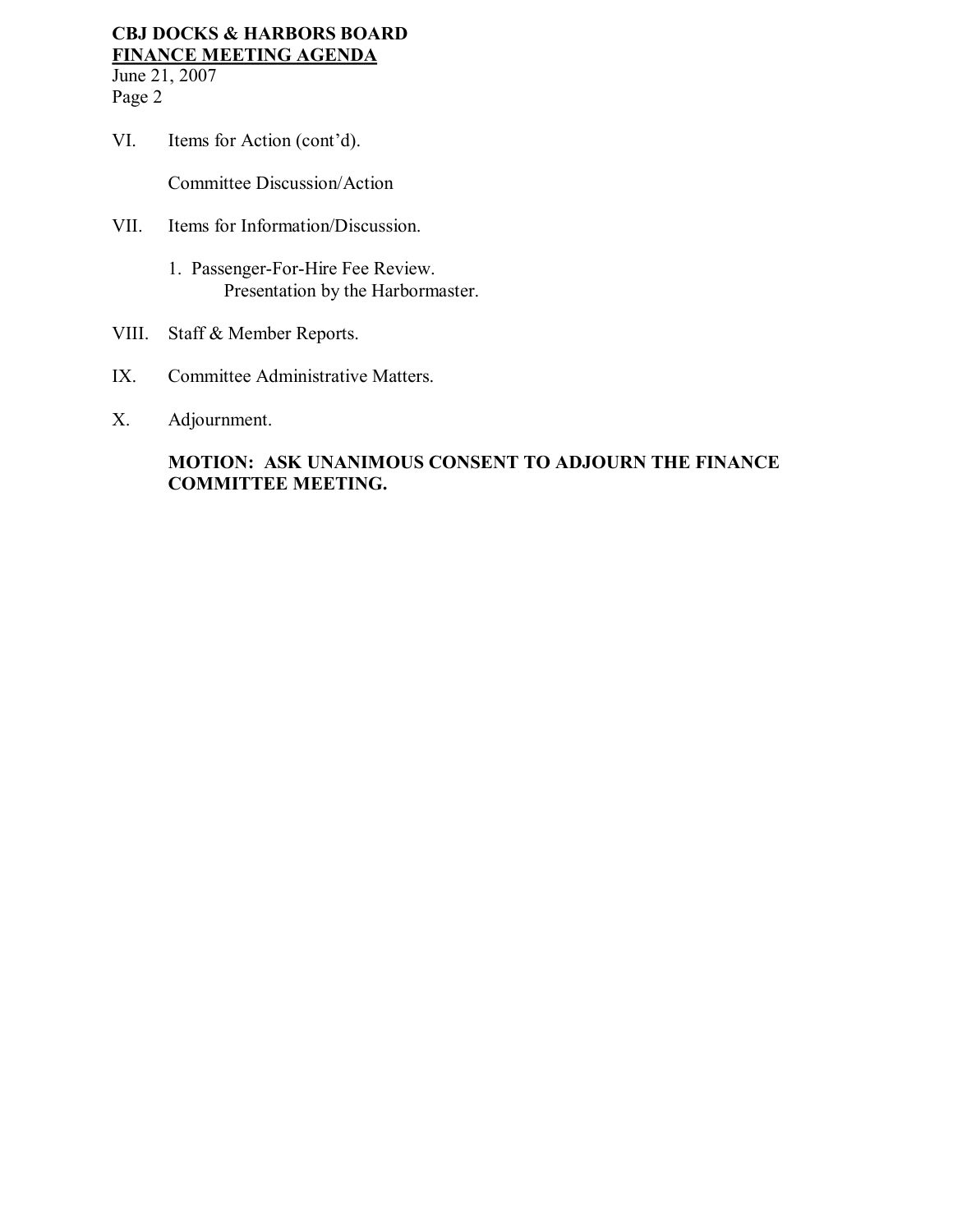VI. Items for Action (cont'd).

Committee Discussion/Action

VII. Items for Information/Discussion.

1. Passenger-For-Hire Fee Review.
   Presentation by the Harbormaster.

VIII. Staff & Member Reports.

IX. Committee Administrative Matters.

X. Adjournment.

**MOTION: ASK UNANIMOUS CONSENT TO ADJOURN THE FINANCE COMMITTEE MEETING.**